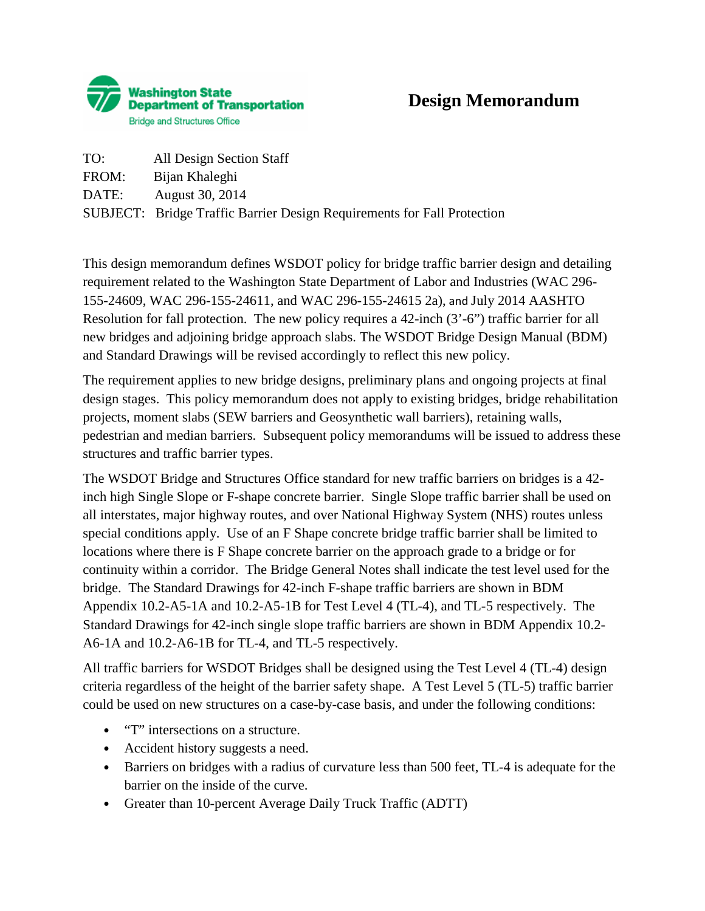Washington State Department of Transportation
Bridge and Structures Office

# Design Memorandum

TO: All Design Section Staff
FROM: Bijan Khaleghi
DATE: August 30, 2014
SUBJECT: Bridge Traffic Barrier Design Requirements for Fall Protection

This design memorandum defines WSDOT policy for bridge traffic barrier design and detailing requirement related to the Washington State Department of Labor and Industries (WAC 296-155-24609, WAC 296-155-24611, and WAC 296-155-24615 2a), and July 2014 AASHTO Resolution for fall protection. The new policy requires a 42-inch (3'-6") traffic barrier for all new bridges and adjoining bridge approach slabs. The WSDOT Bridge Design Manual (BDM) and Standard Drawings will be revised accordingly to reflect this new policy.

The requirement applies to new bridge designs, preliminary plans and ongoing projects at final design stages. This policy memorandum does not apply to existing bridges, bridge rehabilitation projects, moment slabs (SEW barriers and Geosynthetic wall barriers), retaining walls, pedestrian and median barriers. Subsequent policy memorandums will be issued to address these structures and traffic barrier types.

The WSDOT Bridge and Structures Office standard for new traffic barriers on bridges is a 42-inch high Single Slope or F-shape concrete barrier. Single Slope traffic barrier shall be used on all interstates, major highway routes, and over National Highway System (NHS) routes unless special conditions apply. Use of an F Shape concrete bridge traffic barrier shall be limited to locations where there is F Shape concrete barrier on the approach grade to a bridge or for continuity within a corridor. The Bridge General Notes shall indicate the test level used for the bridge. The Standard Drawings for 42-inch F-shape traffic barriers are shown in BDM Appendix 10.2-A5-1A and 10.2-A5-1B for Test Level 4 (TL-4), and TL-5 respectively. The Standard Drawings for 42-inch single slope traffic barriers are shown in BDM Appendix 10.2-A6-1A and 10.2-A6-1B for TL-4, and TL-5 respectively.

All traffic barriers for WSDOT Bridges shall be designed using the Test Level 4 (TL-4) design criteria regardless of the height of the barrier safety shape. A Test Level 5 (TL-5) traffic barrier could be used on new structures on a case-by-case basis, and under the following conditions:

- "T" intersections on a structure.
- Accident history suggests a need.
- Barriers on bridges with a radius of curvature less than 500 feet, TL-4 is adequate for the barrier on the inside of the curve.
- Greater than 10-percent Average Daily Truck Traffic (ADTT)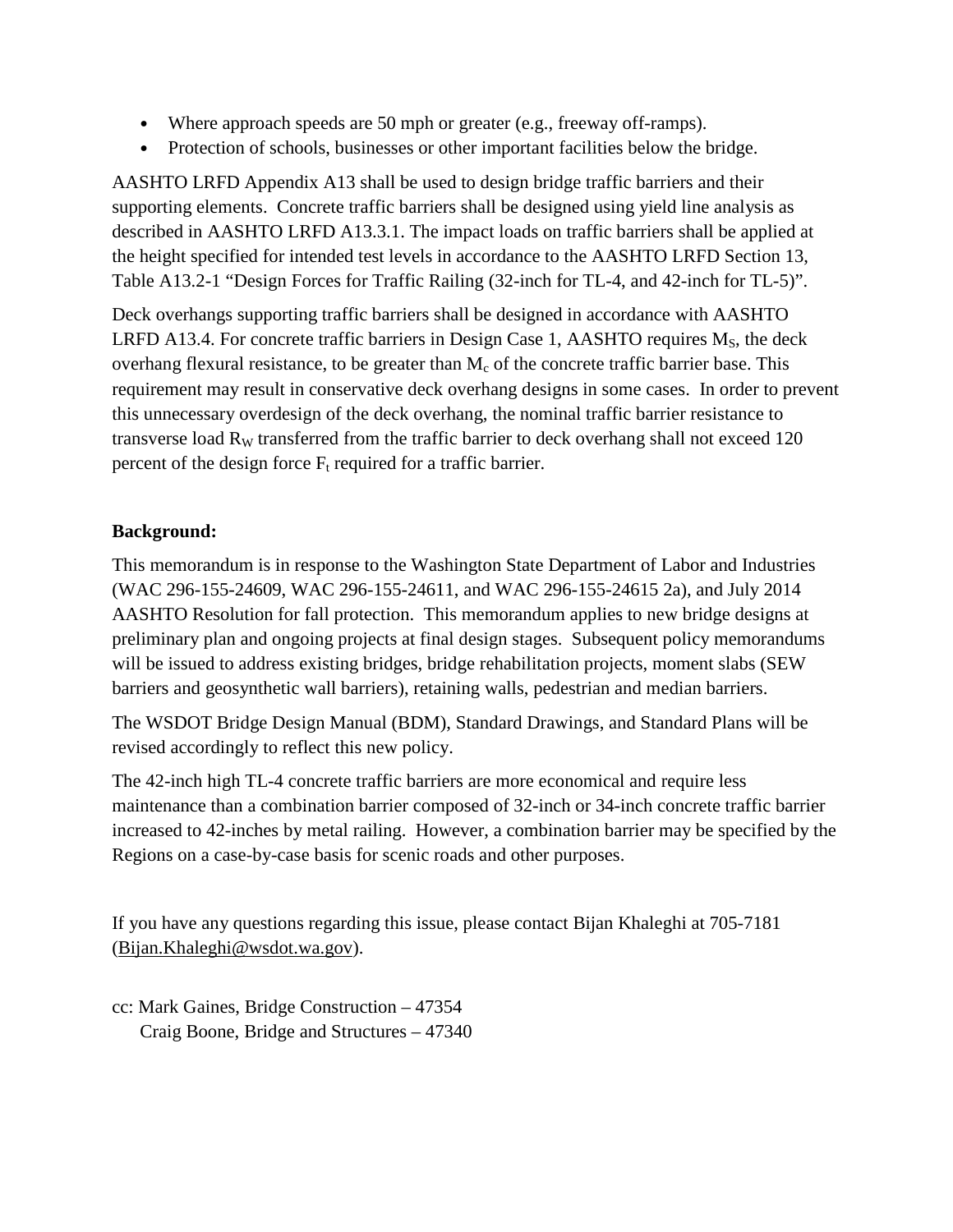- Where approach speeds are 50 mph or greater (e.g., freeway off-ramps).
- Protection of schools, businesses or other important facilities below the bridge.

AASHTO LRFD Appendix A13 shall be used to design bridge traffic barriers and their supporting elements. Concrete traffic barriers shall be designed using yield line analysis as described in AASHTO LRFD A13.3.1. The impact loads on traffic barriers shall be applied at the height specified for intended test levels in accordance to the AASHTO LRFD Section 13, Table A13.2-1 "Design Forces for Traffic Railing (32-inch for TL-4, and 42-inch for TL-5)".

Deck overhangs supporting traffic barriers shall be designed in accordance with AASHTO LRFD A13.4. For concrete traffic barriers in Design Case 1, AASHTO requires $M_S$, the deck overhang flexural resistance, to be greater than $M_c$ of the concrete traffic barrier base. This requirement may result in conservative deck overhang designs in some cases. In order to prevent this unnecessary overdesign of the deck overhang, the nominal traffic barrier resistance to transverse load $R_W$ transferred from the traffic barrier to deck overhang shall not exceed 120 percent of the design force $F_t$ required for a traffic barrier.

**Background:**

This memorandum is in response to the Washington State Department of Labor and Industries (WAC 296-155-24609, WAC 296-155-24611, and WAC 296-155-24615 2a), and July 2014 AASHTO Resolution for fall protection. This memorandum applies to new bridge designs at preliminary plan and ongoing projects at final design stages. Subsequent policy memorandums will be issued to address existing bridges, bridge rehabilitation projects, moment slabs (SEW barriers and geosynthetic wall barriers), retaining walls, pedestrian and median barriers.

The WSDOT Bridge Design Manual (BDM), Standard Drawings, and Standard Plans will be revised accordingly to reflect this new policy.

The 42-inch high TL-4 concrete traffic barriers are more economical and require less maintenance than a combination barrier composed of 32-inch or 34-inch concrete traffic barrier increased to 42-inches by metal railing. However, a combination barrier may be specified by the Regions on a case-by-case basis for scenic roads and other purposes.

If you have any questions regarding this issue, please contact Bijan Khaleghi at 705-7181 (Bijan.Khaleghi@wsdot.wa.gov).

cc: Mark Gaines, Bridge Construction – 47354
Craig Boone, Bridge and Structures – 47340